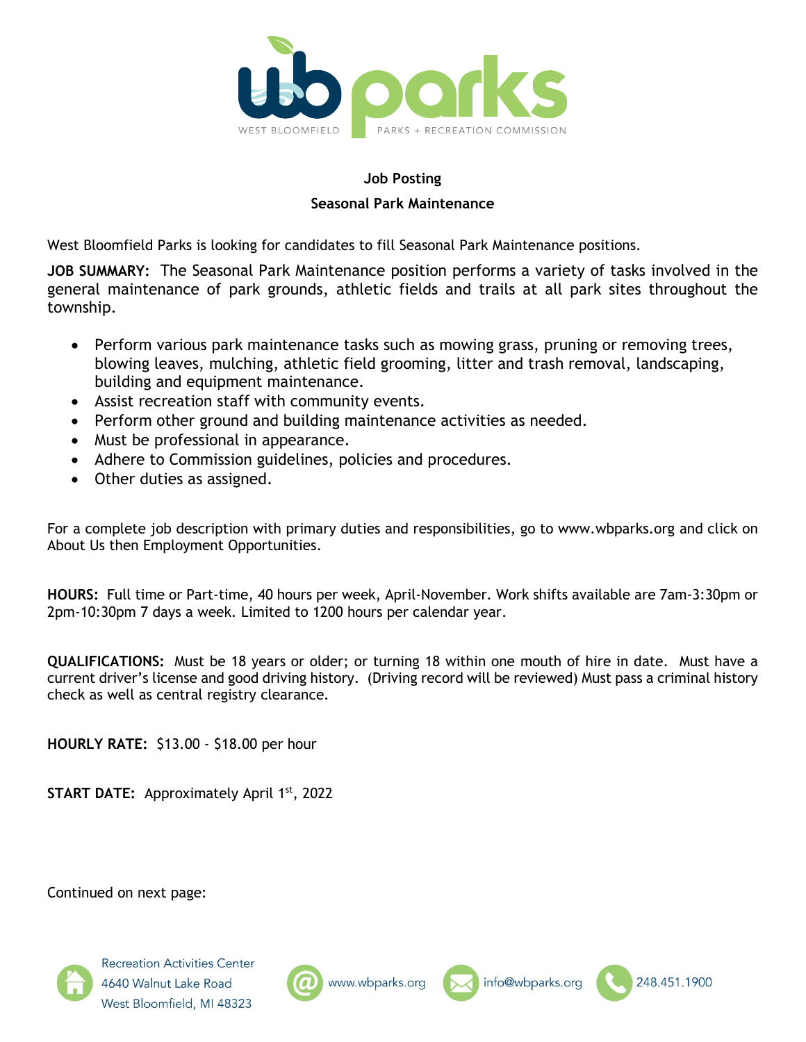# Job Posting

## Seasonal Park Maintenance

West Bloomfield Parks is looking for candidates to fill Seasonal Park Maintenance positions.

**JOB SUMMARY:** The Seasonal Park Maintenance position performs a variety of tasks involved in the general maintenance of park grounds, athletic fields and trails at all park sites throughout the township.

- Perform various park maintenance tasks such as mowing grass, pruning or removing trees, blowing leaves, mulching, athletic field grooming, litter and trash removal, landscaping, building and equipment maintenance.
- Assist recreation staff with community events.
- Perform other ground and building maintenance activities as needed.
- Must be professional in appearance.
- Adhere to Commission guidelines, policies and procedures.
- Other duties as assigned.

For a complete job description with primary duties and responsibilities, go to www.wbparks.org and click on About Us then Employment Opportunities.

**HOURS:** Full time or Part-time, 40 hours per week, April-November. Work shifts available are 7am-3:30pm or 2pm-10:30pm 7 days a week. Limited to 1200 hours per calendar year.

**QUALIFICATIONS:** Must be 18 years or older; or turning 18 within one mouth of hire in date. Must have a current driver's license and good driving history. (Driving record will be reviewed) Must pass a criminal history check as well as central registry clearance.

**HOURLY RATE:** $13.00 - $18.00 per hour

**START DATE:** Approximately April 1st, 2022

Continued on next page:

Recreation Activities Center
4640 Walnut Lake Road
West Bloomfield, MI 48323

www.wbparks.org

info@wbparks.org

248.451.1900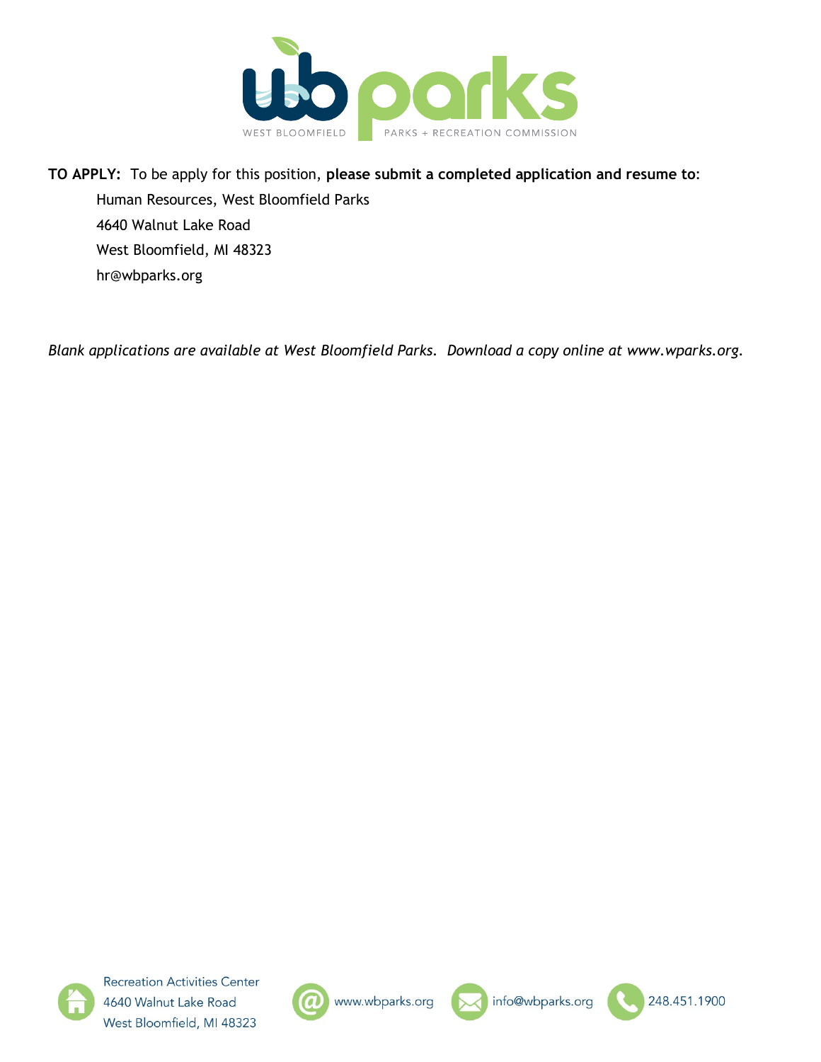**TO APPLY:** To be apply for this position, **please submit a completed application and resume to**:

Human Resources, West Bloomfield Parks
4640 Walnut Lake Road
West Bloomfield, MI 48323
hr@wbparks.org

*Blank applications are available at West Bloomfield Parks. Download a copy online at www.wparks.org.*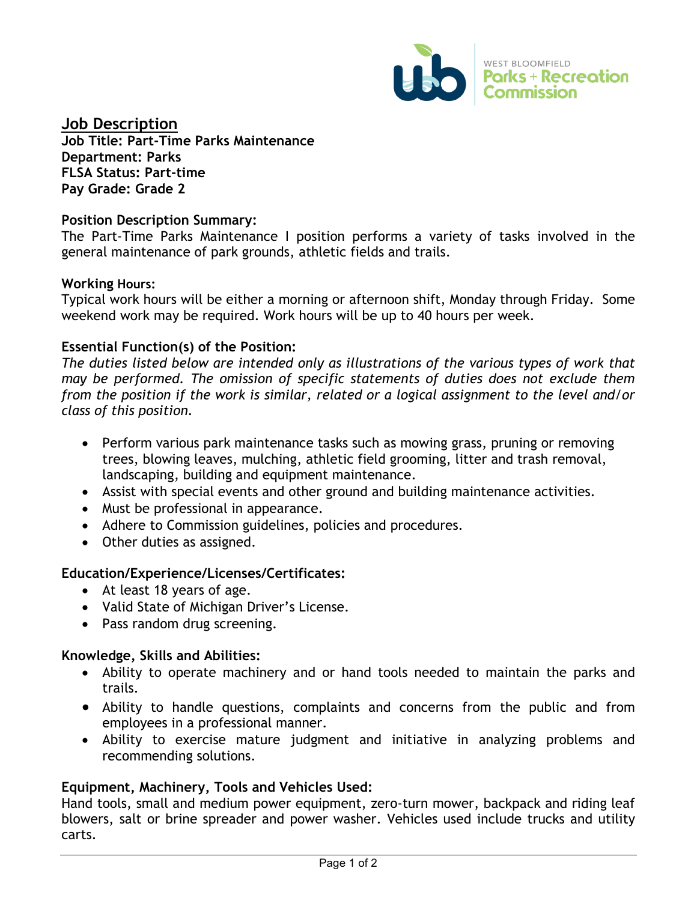## Job Description

**Job Title: Part-Time Parks Maintenance**
**Department: Parks**
**FLSA Status: Part-time**
**Pay Grade: Grade 2**

### Position Description Summary:

The Part-Time Parks Maintenance I position performs a variety of tasks involved in the general maintenance of park grounds, athletic fields and trails.

### Working Hours:

Typical work hours will be either a morning or afternoon shift, Monday through Friday. Some weekend work may be required. Work hours will be up to 40 hours per week.

### Essential Function(s) of the Position:

*The duties listed below are intended only as illustrations of the various types of work that may be performed. The omission of specific statements of duties does not exclude them from the position if the work is similar, related or a logical assignment to the level and/or class of this position.*

- Perform various park maintenance tasks such as mowing grass, pruning or removing trees, blowing leaves, mulching, athletic field grooming, litter and trash removal, landscaping, building and equipment maintenance.
- Assist with special events and other ground and building maintenance activities.
- Must be professional in appearance.
- Adhere to Commission guidelines, policies and procedures.
- Other duties as assigned.

### Education/Experience/Licenses/Certificates:

- At least 18 years of age.
- Valid State of Michigan Driver's License.
- Pass random drug screening.

### Knowledge, Skills and Abilities:

- Ability to operate machinery and or hand tools needed to maintain the parks and trails.
- Ability to handle questions, complaints and concerns from the public and from employees in a professional manner.
- Ability to exercise mature judgment and initiative in analyzing problems and recommending solutions.

### Equipment, Machinery, Tools and Vehicles Used:

Hand tools, small and medium power equipment, zero-turn mower, backpack and riding leaf blowers, salt or brine spreader and power washer. Vehicles used include trucks and utility carts.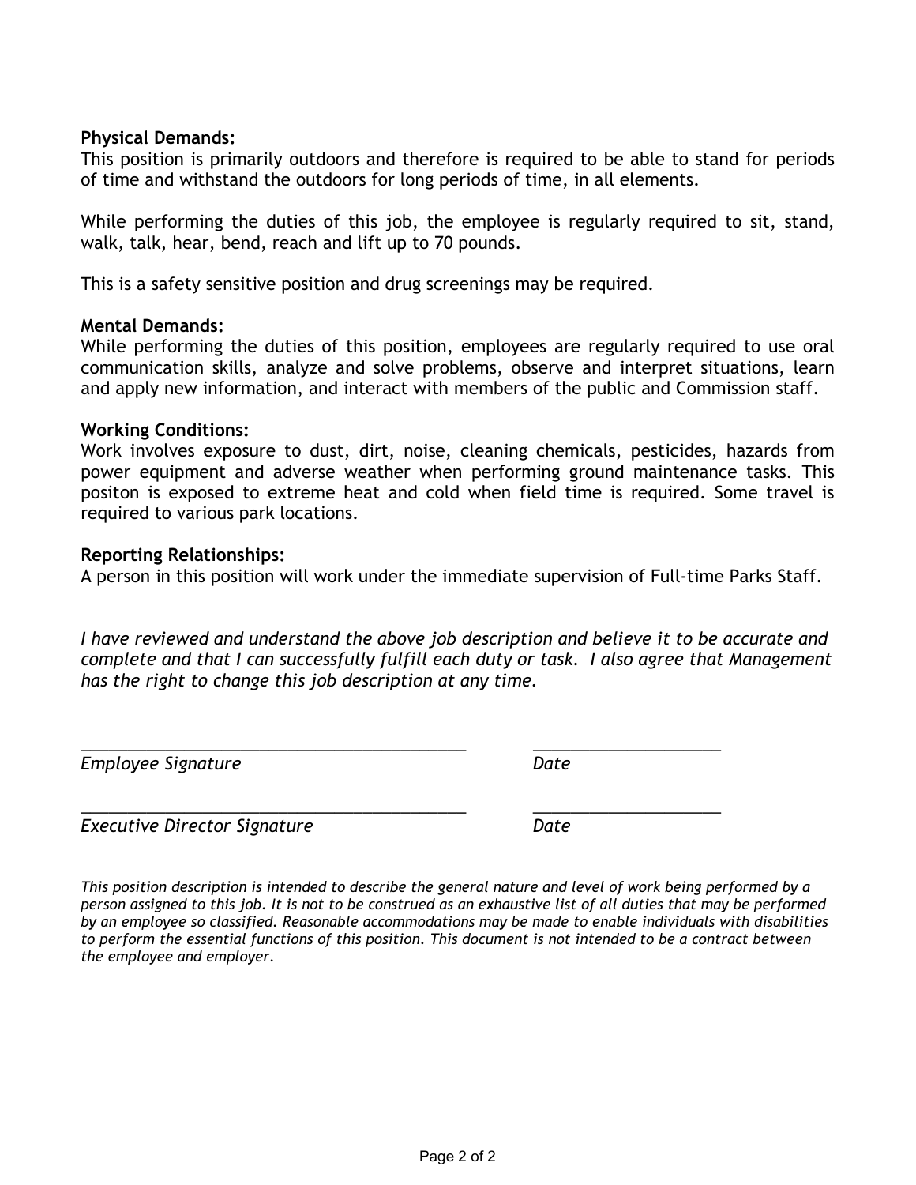**Physical Demands:**
This position is primarily outdoors and therefore is required to be able to stand for periods of time and withstand the outdoors for long periods of time, in all elements.

While performing the duties of this job, the employee is regularly required to sit, stand, walk, talk, hear, bend, reach and lift up to 70 pounds.

This is a safety sensitive position and drug screenings may be required.

**Mental Demands:**
While performing the duties of this position, employees are regularly required to use oral communication skills, analyze and solve problems, observe and interpret situations, learn and apply new information, and interact with members of the public and Commission staff.

**Working Conditions:**
Work involves exposure to dust, dirt, noise, cleaning chemicals, pesticides, hazards from power equipment and adverse weather when performing ground maintenance tasks. This positon is exposed to extreme heat and cold when field time is required. Some travel is required to various park locations.

**Reporting Relationships:**
A person in this position will work under the immediate supervision of Full-time Parks Staff.

*I have reviewed and understand the above job description and believe it to be accurate and complete and that I can successfully fulfill each duty or task. I also agree that Management has the right to change this job description at any time.*

___________________________________________ ____________________
*Employee Signature* *Date*

___________________________________________ ____________________
*Executive Director Signature* *Date*

*This position description is intended to describe the general nature and level of work being performed by a person assigned to this job. It is not to be construed as an exhaustive list of all duties that may be performed by an employee so classified. Reasonable accommodations may be made to enable individuals with disabilities to perform the essential functions of this position. This document is not intended to be a contract between the employee and employer.*